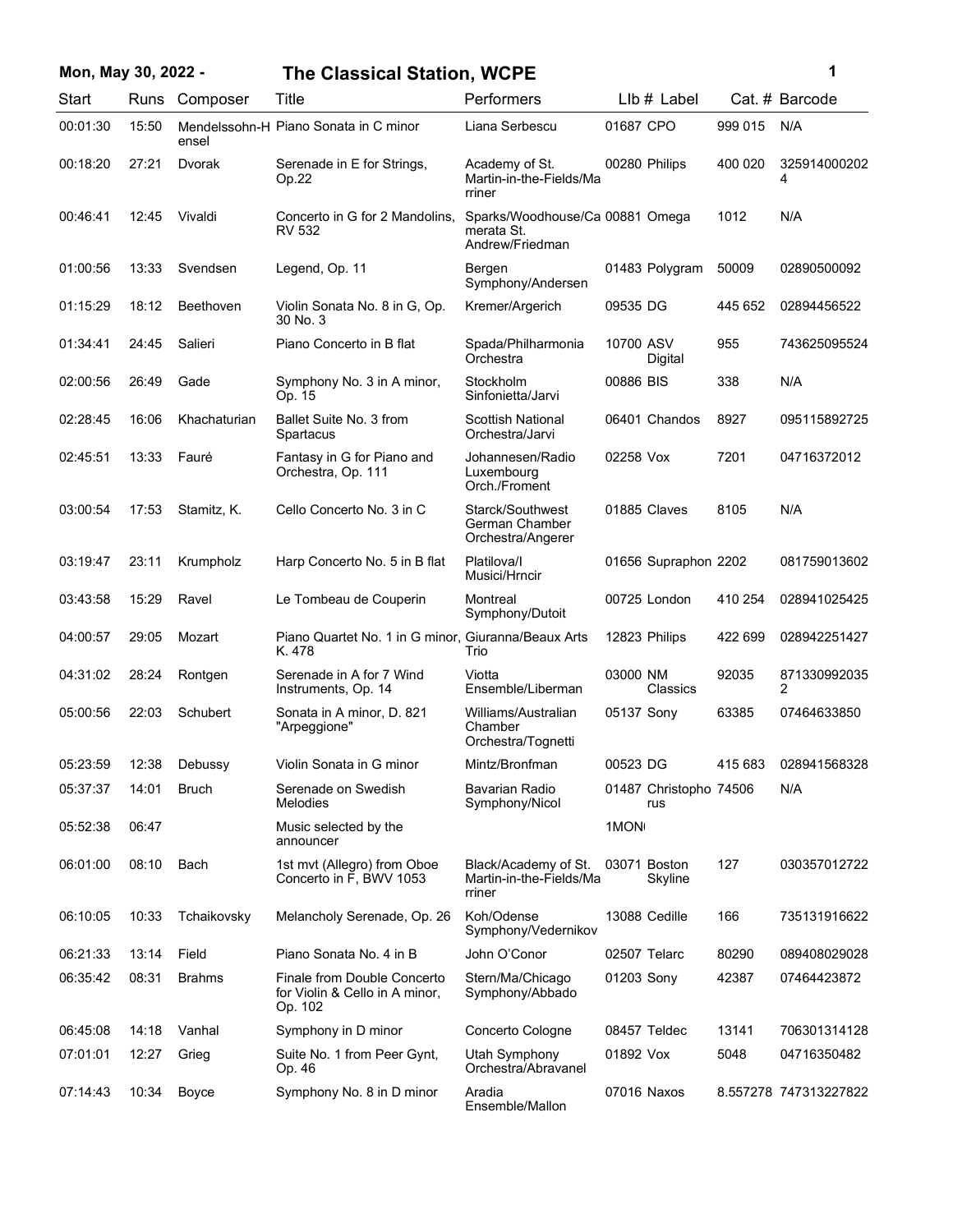# The Classical Station, WCPE

**Mon, May 30, 2022 -**

| Start | Runs | Composer | Title | Performers | LIb # | Label | Cat. # | Barcode |
|---|---|---|---|---|---|---|---|---|
| 00:01:30 | 15:50 | Mendelssohn-Hensel | Piano Sonata in C minor | Liana Serbescu | 01687 | CPO | 999 015 | N/A |
| 00:18:20 | 27:21 | Dvorak | Serenade in E for Strings, Op.22 | Academy of St. Martin-in-the-Fields/Marriner | 00280 | Philips | 400 020 | 3259140002024 |
| 00:46:41 | 12:45 | Vivaldi | Concerto in G for 2 Mandolins, RV 532 | Sparks/Woodhouse/Camerata St. Andrew/Friedman | 00881 | Omega | 1012 | N/A |
| 01:00:56 | 13:33 | Svendsen | Legend, Op. 11 | Bergen Symphony/Andersen | 01483 | Polygram | 50009 | 02890500092 |
| 01:15:29 | 18:12 | Beethoven | Violin Sonata No. 8 in G, Op. 30 No. 3 | Kremer/Argerich | 09535 | DG | 445 652 | 02894456522 |
| 01:34:41 | 24:45 | Salieri | Piano Concerto in B flat | Spada/Philharmonia Orchestra | 10700 | ASV Digital | 955 | 743625095524 |
| 02:00:56 | 26:49 | Gade | Symphony No. 3 in A minor, Op. 15 | Stockholm Sinfonietta/Jarvi | 00886 | BIS | 338 | N/A |
| 02:28:45 | 16:06 | Khachaturian | Ballet Suite No. 3 from Spartacus | Scottish National Orchestra/Jarvi | 06401 | Chandos | 8927 | 095115892725 |
| 02:45:51 | 13:33 | Fauré | Fantasy in G for Piano and Orchestra, Op. 111 | Johannesen/Radio Luxembourg Orch./Froment | 02258 | Vox | 7201 | 04716372012 |
| 03:00:54 | 17:53 | Stamitz, K. | Cello Concerto No. 3 in C | Starck/Southwest German Chamber Orchestra/Angerer | 01885 | Claves | 8105 | N/A |
| 03:19:47 | 23:11 | Krumpholz | Harp Concerto No. 5 in B flat | Platilova/I Musici/Hrncir | 01656 | Supraphon | 2202 | 081759013602 |
| 03:43:58 | 15:29 | Ravel | Le Tombeau de Couperin | Montreal Symphony/Dutoit | 00725 | London | 410 254 | 028941025425 |
| 04:00:57 | 29:05 | Mozart | Piano Quartet No. 1 in G minor, K. 478 | Giuranna/Beaux Arts Trio | 12823 | Philips | 422 699 | 028942251427 |
| 04:31:02 | 28:24 | Rontgen | Serenade in A for 7 Wind Instruments, Op. 14 | Viotta Ensemble/Liberman | 03000 | NM Classics | 92035 | 8713309920352 |
| 05:00:56 | 22:03 | Schubert | Sonata in A minor, D. 821 "Arpeggione" | Williams/Australian Chamber Orchestra/Tognetti | 05137 | Sony | 63385 | 07464633850 |
| 05:23:59 | 12:38 | Debussy | Violin Sonata in G minor | Mintz/Bronfman | 00523 | DG | 415 683 | 028941568328 |
| 05:37:37 | 14:01 | Bruch | Serenade on Swedish Melodies | Bavarian Radio Symphony/Nicol | 01487 | Christophorus | 74506 | N/A |
| 05:52:38 | 06:47 | | Music selected by the announcer | | 1MON | | | |
| 06:01:00 | 08:10 | Bach | 1st mvt (Allegro) from Oboe Concerto in F, BWV 1053 | Black/Academy of St. Martin-in-the-Fields/Marriner | 03071 | Boston Skyline | 127 | 030357012722 |
| 06:10:05 | 10:33 | Tchaikovsky | Melancholy Serenade, Op. 26 | Koh/Odense Symphony/Vedernikov | 13088 | Cedille | 166 | 735131916622 |
| 06:21:33 | 13:14 | Field | Piano Sonata No. 4 in B | John O'Conor | 02507 | Telarc | 80290 | 089408029028 |
| 06:35:42 | 08:31 | Brahms | Finale from Double Concerto for Violin & Cello in A minor, Op. 102 | Stern/Ma/Chicago Symphony/Abbado | 01203 | Sony | 42387 | 07464423872 |
| 06:45:08 | 14:18 | Vanhal | Symphony in D minor | Concerto Cologne | 08457 | Teldec | 13141 | 706301314128 |
| 07:01:01 | 12:27 | Grieg | Suite No. 1 from Peer Gynt, Op. 46 | Utah Symphony Orchestra/Abravanel | 01892 | Vox | 5048 | 04716350482 |
| 07:14:43 | 10:34 | Boyce | Symphony No. 8 in D minor | Aradia Ensemble/Mallon | 07016 | Naxos | 8.557278 | 747313227822 |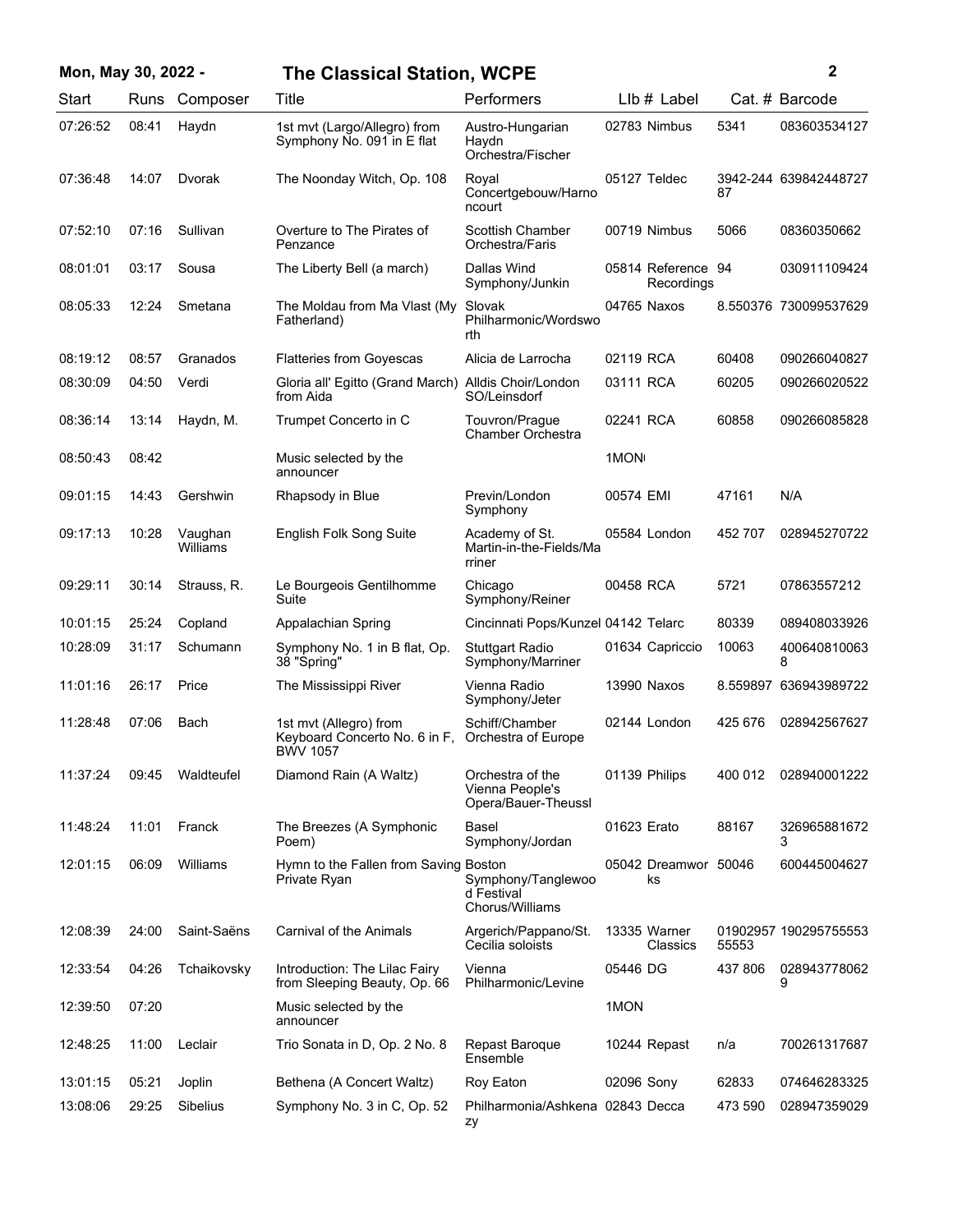| Start | Runs | Composer | Title | Performers | Llb # | Label | Cat. # | Barcode |
|---|---|---|---|---|---|---|---|---|
| 07:26:52 | 08:41 | Haydn | 1st mvt (Largo/Allegro) from Symphony No. 091 in E flat | Austro-Hungarian Haydn Orchestra/Fischer | 02783 | Nimbus | 5341 | 083603534127 |
| 07:36:48 | 14:07 | Dvorak | The Noonday Witch, Op. 108 | Royal Concertgebouw/Harnoncourt | 05127 | Teldec | 3942-24487 | 639842448727 |
| 07:52:10 | 07:16 | Sullivan | Overture to The Pirates of Penzance | Scottish Chamber Orchestra/Faris | 00719 | Nimbus | 5066 | 08360350662 |
| 08:01:01 | 03:17 | Sousa | The Liberty Bell (a march) | Dallas Wind Symphony/Junkin | 05814 | Reference Recordings | 94 | 030911109424 |
| 08:05:33 | 12:24 | Smetana | The Moldau from Ma Vlast (My Fatherland) | Slovak Philharmonic/Wordsworth | 04765 | Naxos | 8.550376 | 730099537629 |
| 08:19:12 | 08:57 | Granados | Flatteries from Goyescas | Alicia de Larrocha | 02119 | RCA | 60408 | 090266040827 |
| 08:30:09 | 04:50 | Verdi | Gloria all' Egitto (Grand March) from Aida | Alldis Choir/London SO/Leinsdorf | 03111 | RCA | 60205 | 090266020522 |
| 08:36:14 | 13:14 | Haydn, M. | Trumpet Concerto in C | Touvron/Prague Chamber Orchestra | 02241 | RCA | 60858 | 090266085828 |
| 08:50:43 | 08:42 | | Music selected by the announcer | | 1MON | | | |
| 09:01:15 | 14:43 | Gershwin | Rhapsody in Blue | Previn/London Symphony | 00574 | EMI | 47161 | N/A |
| 09:17:13 | 10:28 | Vaughan Williams | English Folk Song Suite | Academy of St. Martin-in-the-Fields/Marriner | 05584 | London | 452 707 | 028945270722 |
| 09:29:11 | 30:14 | Strauss, R. | Le Bourgeois Gentilhomme Suite | Chicago Symphony/Reiner | 00458 | RCA | 5721 | 07863557212 |
| 10:01:15 | 25:24 | Copland | Appalachian Spring | Cincinnati Pops/Kunzel | 04142 | Telarc | 80339 | 089408033926 |
| 10:28:09 | 31:17 | Schumann | Symphony No. 1 in B flat, Op. 38 "Spring" | Stuttgart Radio Symphony/Marriner | 01634 | Capriccio | 10063 | 4006408100638 |
| 11:01:16 | 26:17 | Price | The Mississippi River | Vienna Radio Symphony/Jeter | 13990 | Naxos | 8.559897 | 636943989722 |
| 11:28:48 | 07:06 | Bach | 1st mvt (Allegro) from Keyboard Concerto No. 6 in F, BWV 1057 | Schiff/Chamber Orchestra of Europe | 02144 | London | 425 676 | 028942567627 |
| 11:37:24 | 09:45 | Waldteufel | Diamond Rain (A Waltz) | Orchestra of the Vienna People's Opera/Bauer-Theussl | 01139 | Philips | 400 012 | 028940001222 |
| 11:48:24 | 11:01 | Franck | The Breezes (A Symphonic Poem) | Basel Symphony/Jordan | 01623 | Erato | 88167 | 3269658816723 |
| 12:01:15 | 06:09 | Williams | Hymn to the Fallen from Saving Private Ryan | Boston Symphony/Tanglewood Festival Chorus/Williams | 05042 | Dreamworks | 50046 | 600445004627 |
| 12:08:39 | 24:00 | Saint-Saëns | Carnival of the Animals | Argerich/Pappano/St. Cecilia soloists | 13335 | Warner Classics | 0190295755553 | 190295755553 |
| 12:33:54 | 04:26 | Tchaikovsky | Introduction: The Lilac Fairy from Sleeping Beauty, Op. 66 | Vienna Philharmonic/Levine | 05446 | DG | 437 806 | 0289437780629 |
| 12:39:50 | 07:20 | | Music selected by the announcer | | 1MON | | | |
| 12:48:25 | 11:00 | Leclair | Trio Sonata in D, Op. 2 No. 8 | Repast Baroque Ensemble | 10244 | Repast | n/a | 700261317687 |
| 13:01:15 | 05:21 | Joplin | Bethena (A Concert Waltz) | Roy Eaton | 02096 | Sony | 62833 | 074646283325 |
| 13:08:06 | 29:25 | Sibelius | Symphony No. 3 in C, Op. 52 | Philharmonia/Ashkenazy | 02843 | Decca | 473 590 | 028947359029 |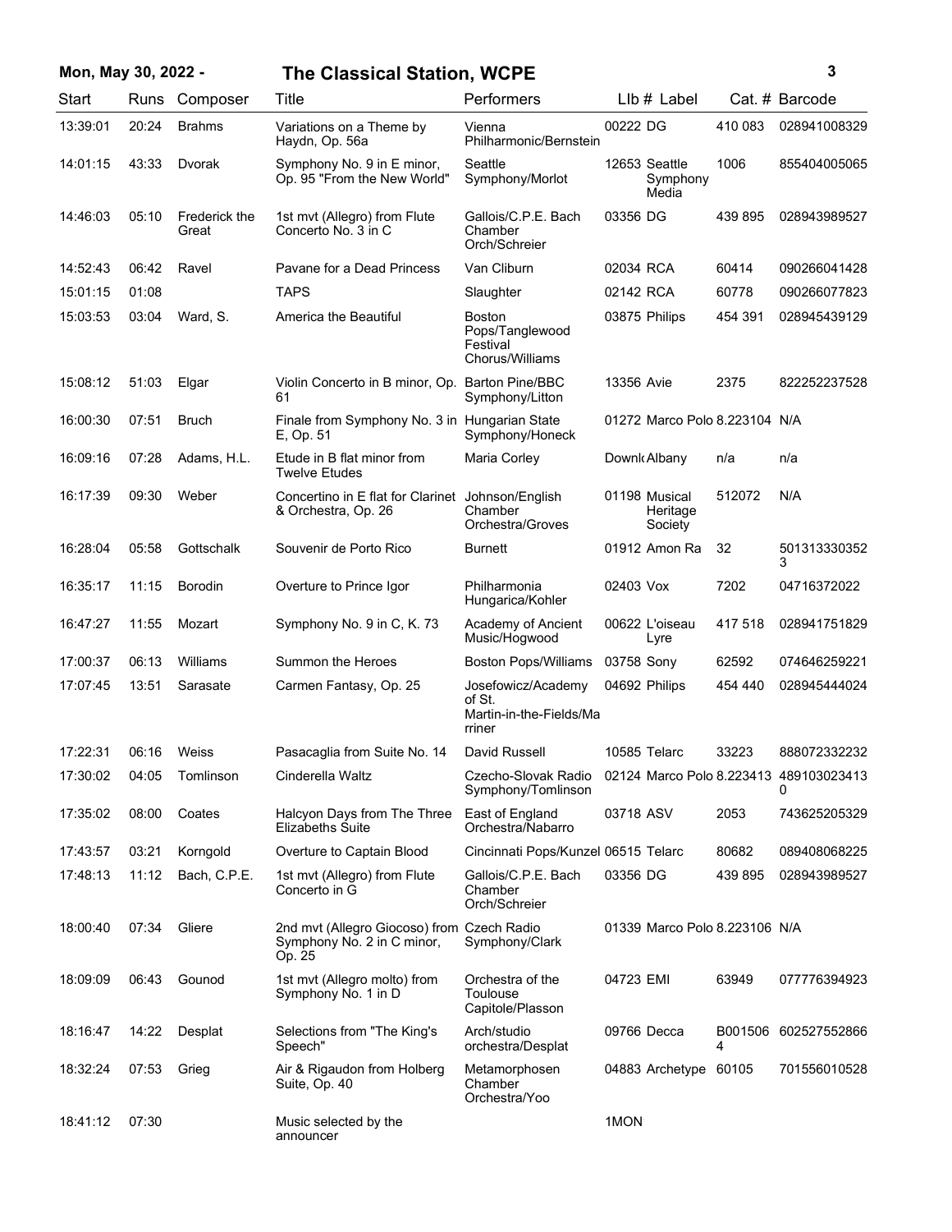| Start | Runs | Composer | Title | Performers | LIb # | Label | Cat. # | Barcode |
|---|---|---|---|---|---|---|---|---|
| 13:39:01 | 20:24 | Brahms | Variations on a Theme by Haydn, Op. 56a | Vienna Philharmonic/Bernstein | 00222 | DG | 410 083 | 028941008329 |
| 14:01:15 | 43:33 | Dvorak | Symphony No. 9 in E minor, Op. 95 "From the New World" | Seattle Symphony/Morlot | 12653 | Seattle Symphony Media | 1006 | 855404005065 |
| 14:46:03 | 05:10 | Frederick the Great | 1st mvt (Allegro) from Flute Concerto No. 3 in C | Gallois/C.P.E. Bach Chamber Orch/Schreier | 03356 | DG | 439 895 | 028943989527 |
| 14:52:43 | 06:42 | Ravel | Pavane for a Dead Princess | Van Cliburn | 02034 | RCA | 60414 | 090266041428 |
| 15:01:15 | 01:08 | | TAPS | Slaughter | 02142 | RCA | 60778 | 090266077823 |
| 15:03:53 | 03:04 | Ward, S. | America the Beautiful | Boston Pops/Tanglewood Festival Chorus/Williams | 03875 | Philips | 454 391 | 028945439129 |
| 15:08:12 | 51:03 | Elgar | Violin Concerto in B minor, Op. 61 | Barton Pine/BBC Symphony/Litton | 13356 | Avie | 2375 | 822252237528 |
| 16:00:30 | 07:51 | Bruch | Finale from Symphony No. 3 in E, Op. 51 | Hungarian State Symphony/Honeck | 01272 | Marco Polo | 8.223104 | N/A |
| 16:09:16 | 07:28 | Adams, H.L. | Etude in B flat minor from Twelve Etudes | Maria Corley | Downl | Albany | n/a | n/a |
| 16:17:39 | 09:30 | Weber | Concertino in E flat for Clarinet & Orchestra, Op. 26 | Johnson/English Chamber Orchestra/Groves | 01198 | Musical Heritage Society | 512072 | N/A |
| 16:28:04 | 05:58 | Gottschalk | Souvenir de Porto Rico | Burnett | 01912 | Amon Ra | 32 | 5013133303523 |
| 16:35:17 | 11:15 | Borodin | Overture to Prince Igor | Philharmonia Hungarica/Kohler | 02403 | Vox | 7202 | 04716372022 |
| 16:47:27 | 11:55 | Mozart | Symphony No. 9 in C, K. 73 | Academy of Ancient Music/Hogwood | 00622 | L'oiseau Lyre | 417 518 | 028941751829 |
| 17:00:37 | 06:13 | Williams | Summon the Heroes | Boston Pops/Williams | 03758 | Sony | 62592 | 074646259221 |
| 17:07:45 | 13:51 | Sarasate | Carmen Fantasy, Op. 25 | Josefowicz/Academy of St. Martin-in-the-Fields/Marriner | 04692 | Philips | 454 440 | 028945444024 |
| 17:22:31 | 06:16 | Weiss | Pasacaglia from Suite No. 14 | David Russell | 10585 | Telarc | 33223 | 888072332232 |
| 17:30:02 | 04:05 | Tomlinson | Cinderella Waltz | Czecho-Slovak Radio Symphony/Tomlinson | 02124 | Marco Polo | 8.223413 | 4891030234130 |
| 17:35:02 | 08:00 | Coates | Halcyon Days from The Three Elizabeths Suite | East of England Orchestra/Nabarro | 03718 | ASV | 2053 | 743625205329 |
| 17:43:57 | 03:21 | Korngold | Overture to Captain Blood | Cincinnati Pops/Kunzel | 06515 | Telarc | 80682 | 089408068225 |
| 17:48:13 | 11:12 | Bach, C.P.E. | 1st mvt (Allegro) from Flute Concerto in G | Gallois/C.P.E. Bach Chamber Orch/Schreier | 03356 | DG | 439 895 | 028943989527 |
| 18:00:40 | 07:34 | Gliere | 2nd mvt (Allegro Giocoso) from Symphony No. 2 in C minor, Op. 25 | Czech Radio Symphony/Clark | 01339 | Marco Polo | 8.223106 | N/A |
| 18:09:09 | 06:43 | Gounod | 1st mvt (Allegro molto) from Symphony No. 1 in D | Orchestra of the Toulouse Capitole/Plasson | 04723 | EMI | 63949 | 077776394923 |
| 18:16:47 | 14:22 | Desplat | Selections from "The King's Speech" | Arch/studio orchestra/Desplat | 09766 | Decca | B0015064 | 602527552866 |
| 18:32:24 | 07:53 | Grieg | Air & Rigaudon from Holberg Suite, Op. 40 | Metamorphosen Chamber Orchestra/Yoo | 04883 | Archetype | 60105 | 701556010528 |
| 18:41:12 | 07:30 | | Music selected by the announcer | | 1MON | | | |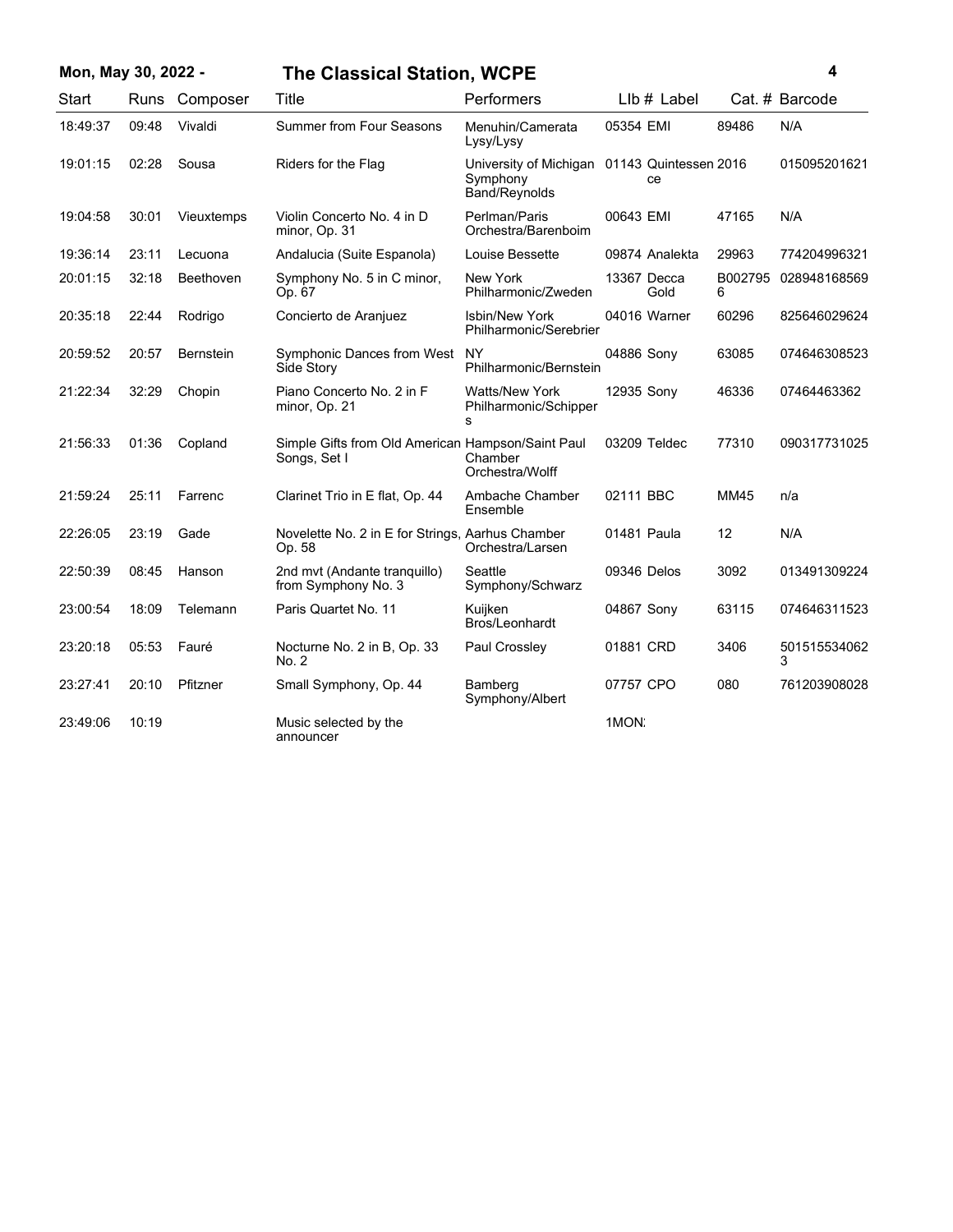**Mon, May 30, 2022 -** **The Classical Station, WCPE**

| Start | Runs | Composer | Title | Performers | LIb # | Label | Cat. # | Barcode |
|---|---|---|---|---|---|---|---|---|
| 18:49:37 | 09:48 | Vivaldi | Summer from Four Seasons | Menuhin/Camerata Lysy/Lysy | 05354 | EMI | 89486 | N/A |
| 19:01:15 | 02:28 | Sousa | Riders for the Flag | University of Michigan Symphony Band/Reynolds | 01143 | Quintessence | 2016 | 015095201621 |
| 19:04:58 | 30:01 | Vieuxtemps | Violin Concerto No. 4 in D minor, Op. 31 | Perlman/Paris Orchestra/Barenboim | 00643 | EMI | 47165 | N/A |
| 19:36:14 | 23:11 | Lecuona | Andalucia (Suite Espanola) | Louise Bessette | 09874 | Analekta | 29963 | 774204996321 |
| 20:01:15 | 32:18 | Beethoven | Symphony No. 5 in C minor, Op. 67 | New York Philharmonic/Zweden | 13367 | Decca Gold | B0027956 | 028948168569 |
| 20:35:18 | 22:44 | Rodrigo | Concierto de Aranjuez | Isbin/New York Philharmonic/Serebrier | 04016 | Warner | 60296 | 825646029624 |
| 20:59:52 | 20:57 | Bernstein | Symphonic Dances from West Side Story | NY Philharmonic/Bernstein | 04886 | Sony | 63085 | 074646308523 |
| 21:22:34 | 32:29 | Chopin | Piano Concerto No. 2 in F minor, Op. 21 | Watts/New York Philharmonic/Schippers | 12935 | Sony | 46336 | 07464463362 |
| 21:56:33 | 01:36 | Copland | Simple Gifts from Old American Songs, Set I | Hampson/Saint Paul Chamber Orchestra/Wolff | 03209 | Teldec | 77310 | 090317731025 |
| 21:59:24 | 25:11 | Farrenc | Clarinet Trio in E flat, Op. 44 | Ambache Chamber Ensemble | 02111 | BBC | MM45 | n/a |
| 22:26:05 | 23:19 | Gade | Novelette No. 2 in E for Strings, Op. 58 | Aarhus Chamber Orchestra/Larsen | 01481 | Paula | 12 | N/A |
| 22:50:39 | 08:45 | Hanson | 2nd mvt (Andante tranquillo) from Symphony No. 3 | Seattle Symphony/Schwarz | 09346 | Delos | 3092 | 013491309224 |
| 23:00:54 | 18:09 | Telemann | Paris Quartet No. 11 | Kuijken Bros/Leonhardt | 04867 | Sony | 63115 | 074646311523 |
| 23:20:18 | 05:53 | Fauré | Nocturne No. 2 in B, Op. 33 No. 2 | Paul Crossley | 01881 | CRD | 3406 | 5015155340623 |
| 23:27:41 | 20:10 | Pfitzner | Small Symphony, Op. 44 | Bamberg Symphony/Albert | 07757 | CPO | 080 | 761203908028 |
| 23:49:06 | 10:19 | | Music selected by the announcer | | 1MON: | | | |